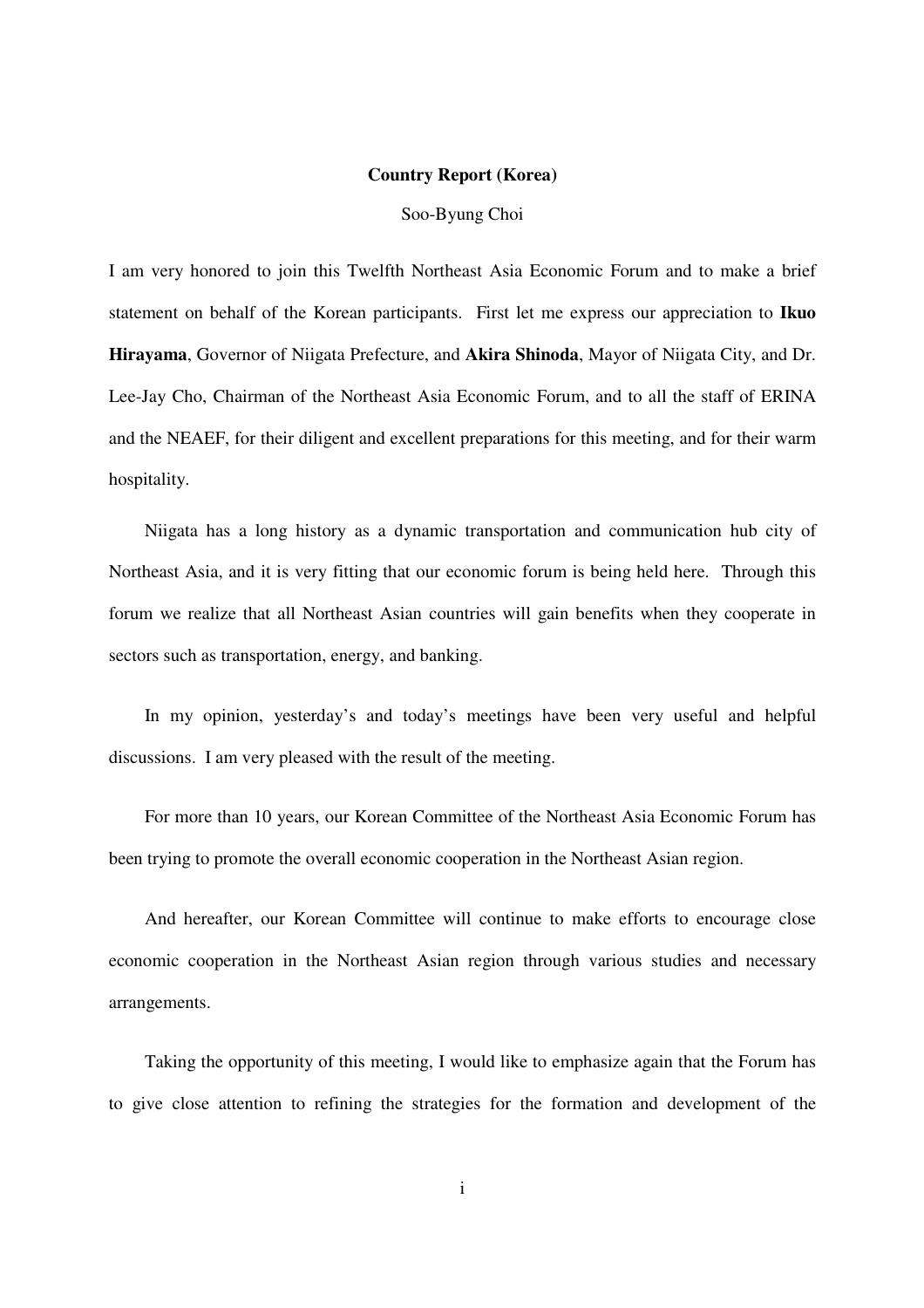**Country Report (Korea)**

Soo-Byung Choi

I am very honored to join this Twelfth Northeast Asia Economic Forum and to make a brief statement on behalf of the Korean participants. First let me express our appreciation to **Ikuo Hirayama**, Governor of Niigata Prefecture, and **Akira Shinoda**, Mayor of Niigata City, and Dr. Lee-Jay Cho, Chairman of the Northeast Asia Economic Forum, and to all the staff of ERINA and the NEAEF, for their diligent and excellent preparations for this meeting, and for their warm hospitality.

Niigata has a long history as a dynamic transportation and communication hub city of Northeast Asia, and it is very fitting that our economic forum is being held here. Through this forum we realize that all Northeast Asian countries will gain benefits when they cooperate in sectors such as transportation, energy, and banking.

In my opinion, yesterday's and today's meetings have been very useful and helpful discussions. I am very pleased with the result of the meeting.

For more than 10 years, our Korean Committee of the Northeast Asia Economic Forum has been trying to promote the overall economic cooperation in the Northeast Asian region.

And hereafter, our Korean Committee will continue to make efforts to encourage close economic cooperation in the Northeast Asian region through various studies and necessary arrangements.

Taking the opportunity of this meeting, I would like to emphasize again that the Forum has to give close attention to refining the strategies for the formation and development of the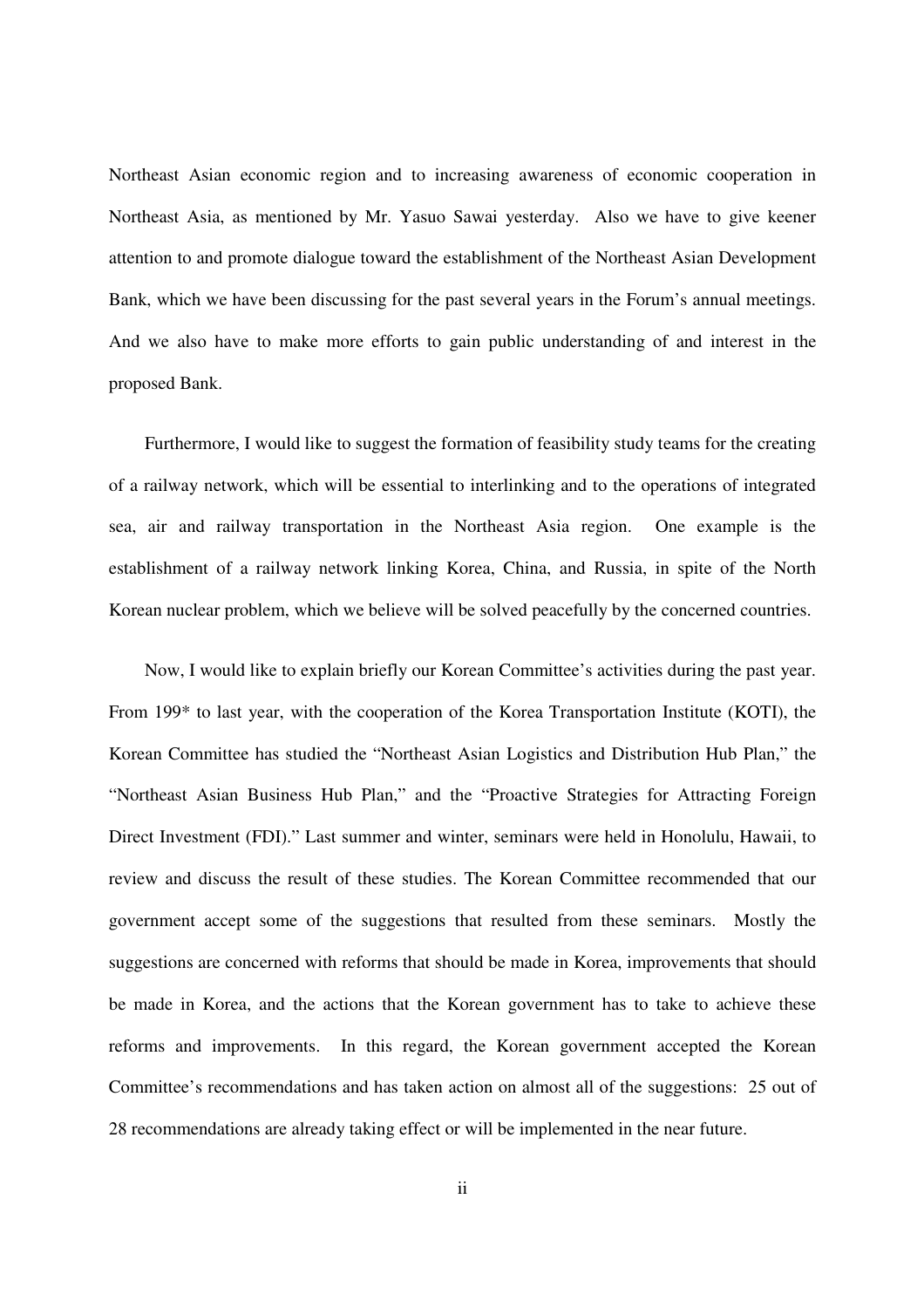Northeast Asian economic region and to increasing awareness of economic cooperation in Northeast Asia, as mentioned by Mr. Yasuo Sawai yesterday. Also we have to give keener attention to and promote dialogue toward the establishment of the Northeast Asian Development Bank, which we have been discussing for the past several years in the Forum's annual meetings. And we also have to make more efforts to gain public understanding of and interest in the proposed Bank.

Furthermore, I would like to suggest the formation of feasibility study teams for the creating of a railway network, which will be essential to interlinking and to the operations of integrated sea, air and railway transportation in the Northeast Asia region. One example is the establishment of a railway network linking Korea, China, and Russia, in spite of the North Korean nuclear problem, which we believe will be solved peacefully by the concerned countries.

Now, I would like to explain briefly our Korean Committee's activities during the past year. From 199* to last year, with the cooperation of the Korea Transportation Institute (KOTI), the Korean Committee has studied the "Northeast Asian Logistics and Distribution Hub Plan," the "Northeast Asian Business Hub Plan," and the "Proactive Strategies for Attracting Foreign Direct Investment (FDI)." Last summer and winter, seminars were held in Honolulu, Hawaii, to review and discuss the result of these studies. The Korean Committee recommended that our government accept some of the suggestions that resulted from these seminars. Mostly the suggestions are concerned with reforms that should be made in Korea, improvements that should be made in Korea, and the actions that the Korean government has to take to achieve these reforms and improvements. In this regard, the Korean government accepted the Korean Committee's recommendations and has taken action on almost all of the suggestions: 25 out of 28 recommendations are already taking effect or will be implemented in the near future.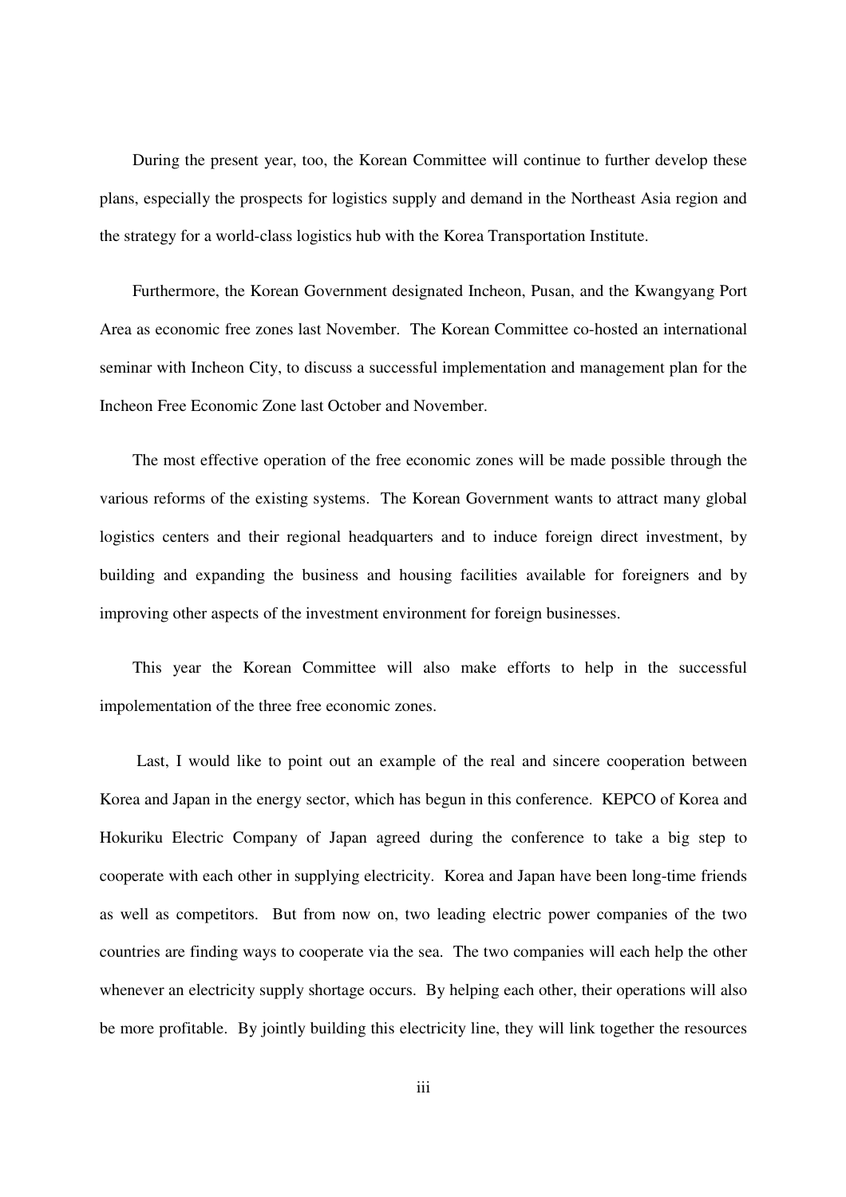During the present year, too, the Korean Committee will continue to further develop these plans, especially the prospects for logistics supply and demand in the Northeast Asia region and the strategy for a world-class logistics hub with the Korea Transportation Institute.

Furthermore, the Korean Government designated Incheon, Pusan, and the Kwangyang Port Area as economic free zones last November. The Korean Committee co-hosted an international seminar with Incheon City, to discuss a successful implementation and management plan for the Incheon Free Economic Zone last October and November.

The most effective operation of the free economic zones will be made possible through the various reforms of the existing systems. The Korean Government wants to attract many global logistics centers and their regional headquarters and to induce foreign direct investment, by building and expanding the business and housing facilities available for foreigners and by improving other aspects of the investment environment for foreign businesses.

This year the Korean Committee will also make efforts to help in the successful impolementation of the three free economic zones.

Last, I would like to point out an example of the real and sincere cooperation between Korea and Japan in the energy sector, which has begun in this conference. KEPCO of Korea and Hokuriku Electric Company of Japan agreed during the conference to take a big step to cooperate with each other in supplying electricity. Korea and Japan have been long-time friends as well as competitors. But from now on, two leading electric power companies of the two countries are finding ways to cooperate via the sea. The two companies will each help the other whenever an electricity supply shortage occurs. By helping each other, their operations will also be more profitable. By jointly building this electricity line, they will link together the resources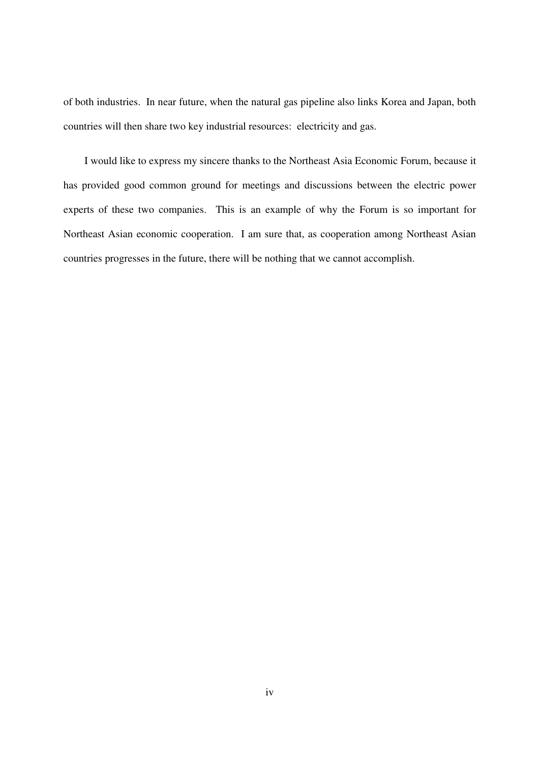of both industries. In near future, when the natural gas pipeline also links Korea and Japan, both countries will then share two key industrial resources: electricity and gas.

I would like to express my sincere thanks to the Northeast Asia Economic Forum, because it has provided good common ground for meetings and discussions between the electric power experts of these two companies. This is an example of why the Forum is so important for Northeast Asian economic cooperation. I am sure that, as cooperation among Northeast Asian countries progresses in the future, there will be nothing that we cannot accomplish.